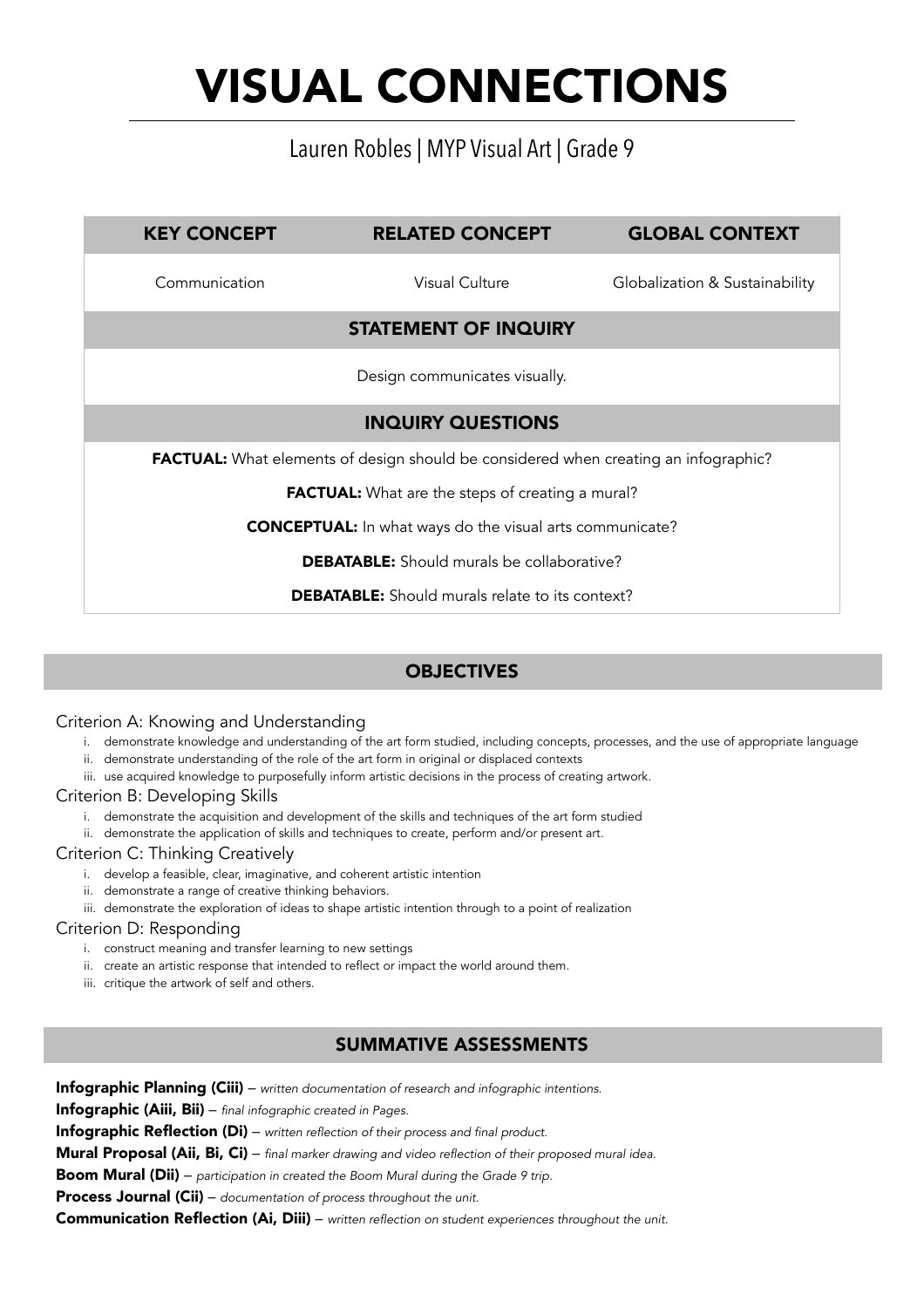# VISUAL CONNECTIONS

Lauren Robles | MYP Visual Art | Grade 9

| KEY CONCEPT | RELATED CONCEPT | GLOBAL CONTEXT |
|---|---|---|
| Communication | Visual Culture | Globalization & Sustainability |

## STATEMENT OF INQUIRY

Design communicates visually.

## INQUIRY QUESTIONS

**FACTUAL:** What elements of design should be considered when creating an infographic?

**FACTUAL:** What are the steps of creating a mural?

**CONCEPTUAL:** In what ways do the visual arts communicate?

**DEBATABLE:** Should murals be collaborative?

**DEBATABLE:** Should murals relate to its context?

## OBJECTIVES

Criterion A: Knowing and Understanding

i. demonstrate knowledge and understanding of the art form studied, including concepts, processes, and the use of appropriate language
ii. demonstrate understanding of the role of the art form in original or displaced contexts
iii. use acquired knowledge to purposefully inform artistic decisions in the process of creating artwork.

Criterion B: Developing Skills

i. demonstrate the acquisition and development of the skills and techniques of the art form studied
ii. demonstrate the application of skills and techniques to create, perform and/or present art.

Criterion C: Thinking Creatively

i. develop a feasible, clear, imaginative, and coherent artistic intention
ii. demonstrate a range of creative thinking behaviors.
iii. demonstrate the exploration of ideas to shape artistic intention through to a point of realization

Criterion D: Responding

i. construct meaning and transfer learning to new settings
ii. create an artistic response that intended to reflect or impact the world around them.
iii. critique the artwork of self and others.

## SUMMATIVE ASSESSMENTS

**Infographic Planning (Ciii)** – *written documentation of research and infographic intentions.*

**Infographic (Aiii, Bii)** – *final infographic created in Pages.*

**Infographic Reflection (Di)** – *written reflection of their process and final product.*

**Mural Proposal (Aii, Bi, Ci)** – *final marker drawing and video reflection of their proposed mural idea.*

**Boom Mural (Dii)** – *participation in created the Boom Mural during the Grade 9 trip.*

**Process Journal (Cii)** – *documentation of process throughout the unit.*

**Communication Reflection (Ai, Diii)** – *written reflection on student experiences throughout the unit.*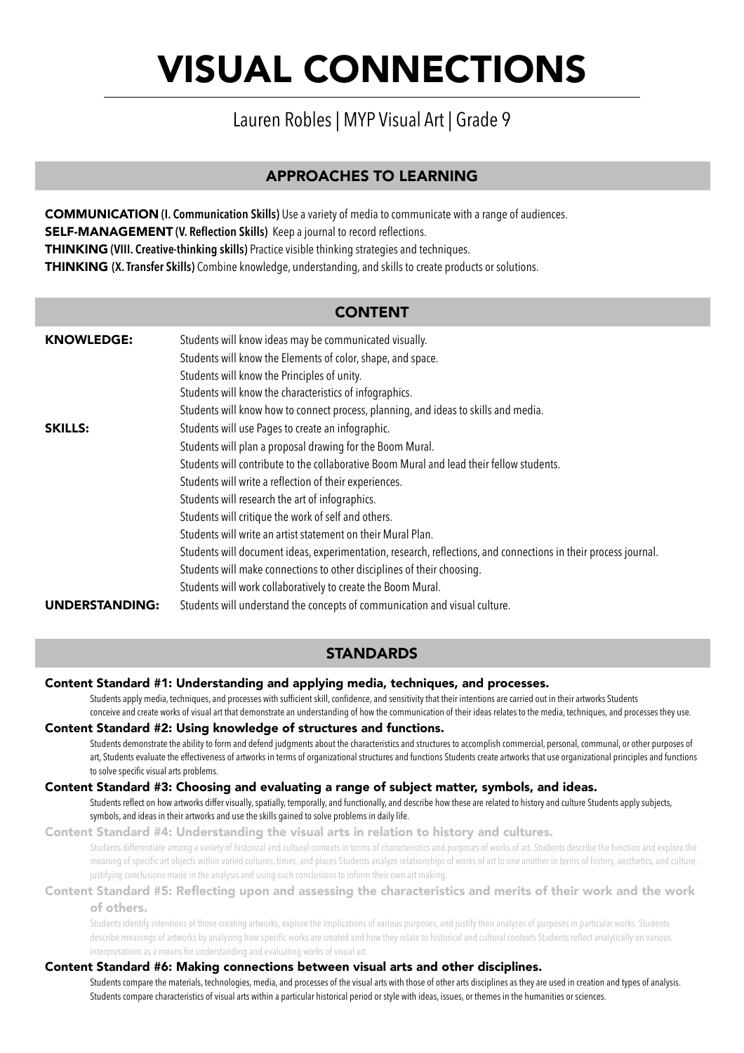# VISUAL CONNECTIONS

Lauren Robles | MYP Visual Art | Grade 9

## APPROACHES TO LEARNING

**COMMUNICATION (I. Communication Skills)** Use a variety of media to communicate with a range of audiences.
**SELF-MANAGEMENT (V. Reflection Skills)** Keep a journal to record reflections.
**THINKING (VIII. Creative-thinking skills)** Practice visible thinking strategies and techniques.
**THINKING (X. Transfer Skills)** Combine knowledge, understanding, and skills to create products or solutions.

## CONTENT

**KNOWLEDGE:**

- Students will know ideas may be communicated visually.
- Students will know the Elements of color, shape, and space.
- Students will know the Principles of unity.
- Students will know the characteristics of infographics.
- Students will know how to connect process, planning, and ideas to skills and media.

**SKILLS:**

- Students will use Pages to create an infographic.
- Students will plan a proposal drawing for the Boom Mural.
- Students will contribute to the collaborative Boom Mural and lead their fellow students.
- Students will write a reflection of their experiences.
- Students will research the art of infographics.
- Students will critique the work of self and others.
- Students will write an artist statement on their Mural Plan.
- Students will document ideas, experimentation, research, reflections, and connections in their process journal.
- Students will make connections to other disciplines of their choosing.
- Students will work collaboratively to create the Boom Mural.

**UNDERSTANDING:**

- Students will understand the concepts of communication and visual culture.

## STANDARDS

### Content Standard #1: Understanding and applying media, techniques, and processes.

Students apply media, techniques, and processes with sufficient skill, confidence, and sensitivity that their intentions are carried out in their artworks Students conceive and create works of visual art that demonstrate an understanding of how the communication of their ideas relates to the media, techniques, and processes they use.

### Content Standard #2: Using knowledge of structures and functions.

Students demonstrate the ability to form and defend judgments about the characteristics and structures to accomplish commercial, personal, communal, or other purposes of art, Students evaluate the effectiveness of artworks in terms of organizational structures and functions Students create artworks that use organizational principles and functions to solve specific visual arts problems.

### Content Standard #3: Choosing and evaluating a range of subject matter, symbols, and ideas.

Students reflect on how artworks differ visually, spatially, temporally, and functionally, and describe how these are related to history and culture Students apply subjects, symbols, and ideas in their artworks and use the skills gained to solve problems in daily life.

### Content Standard #4: Understanding the visual arts in relation to history and cultures.

Students differentiate among a variety of historical and cultural contexts in terms of characteristics and purposes of works of art. Students describe the function and explore the meaning of specific art objects within varied cultures, times, and places Students analyze relationships of works of art to one another in terms of history, aesthetics, and culture, justifying conclusions made in the analysis and using such conclusions to inform their own art making.

### Content Standard #5: Reflecting upon and assessing the characteristics and merits of their work and the work of others.

Students identify intentions of those creating artworks, explore the implications of various purposes, and justify their analyses of purposes in particular works. Students describe meanings of artworks by analyzing how specific works are created and how they relate to historical and cultural contexts Students reflect analytically on various interpretations as a means for understanding and evaluating works of visual art.

### Content Standard #6: Making connections between visual arts and other disciplines.

Students compare the materials, technologies, media, and processes of the visual arts with those of other arts disciplines as they are used in creation and types of analysis. Students compare characteristics of visual arts within a particular historical period or style with ideas, issues, or themes in the humanities or sciences.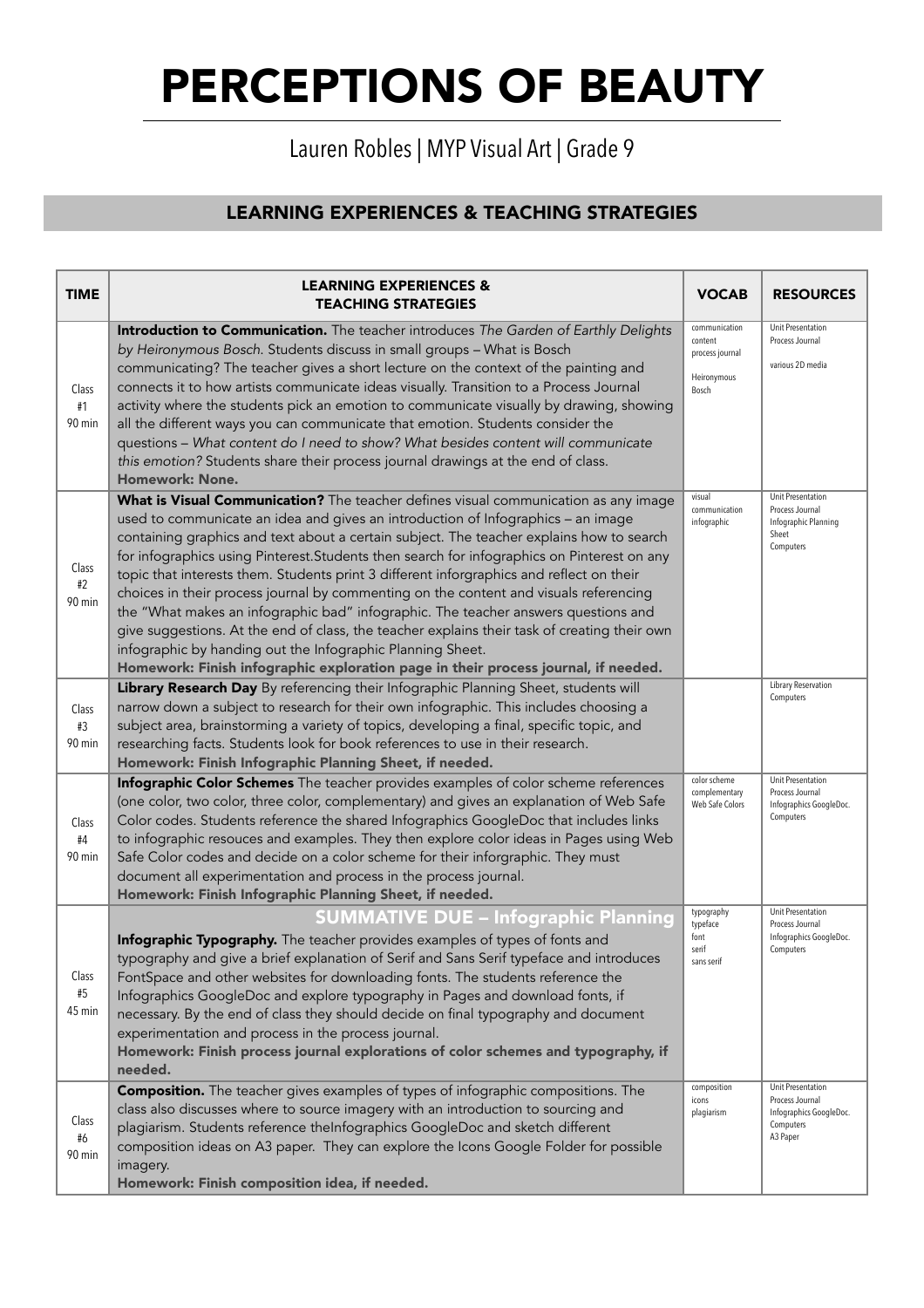# PERCEPTIONS OF BEAUTY

Lauren Robles | MYP Visual Art | Grade 9

## LEARNING EXPERIENCES & TEACHING STRATEGIES

| TIME | LEARNING EXPERIENCES & TEACHING STRATEGIES | VOCAB | RESOURCES |
|---|---|---|---|
| Class #1 90 min | **Introduction to Communication.** The teacher introduces *The Garden of Earthly Delights by Heironymous Bosch.* Students discuss in small groups – What is Bosch communicating? The teacher gives a short lecture on the context of the painting and connects it to how artists communicate ideas visually. Transition to a Process Journal activity where the students pick an emotion to communicate visually by drawing, showing all the different ways you can communicate that emotion. Students consider the questions – *What content do I need to show? What besides content will communicate this emotion?* Students share their process journal drawings at the end of class. **Homework: None.** | communication content process journal Heironymous Bosch | Unit Presentation Process Journal various 2D media |
| Class #2 90 min | **What is Visual Communication?** The teacher defines visual communication as any image used to communicate an idea and gives an introduction of Infographics – an image containing graphics and text about a certain subject. The teacher explains how to search for infographics using Pinterest.Students then search for infographics on Pinterest on any topic that interests them. Students print 3 different inforgraphics and reflect on their choices in their process journal by commenting on the content and visuals referencing the "What makes an infographic bad" infographic. The teacher answers questions and give suggestions. At the end of class, the teacher explains their task of creating their own infographic by handing out the Infographic Planning Sheet. **Homework: Finish infographic exploration page in their process journal, if needed.** | visual communication infographic | Unit Presentation Process Journal Infographic Planning Sheet Computers |
| Class #3 90 min | **Library Research Day** By referencing their Infographic Planning Sheet, students will narrow down a subject to research for their own infographic. This includes choosing a subject area, brainstorming a variety of topics, developing a final, specific topic, and researching facts. Students look for book references to use in their research. **Homework: Finish Infographic Planning Sheet, if needed.** | | Library Reservation Computers |
| Class #4 90 min | **Infographic Color Schemes** The teacher provides examples of color scheme references (one color, two color, three color, complementary) and gives an explanation of Web Safe Color codes. Students reference the shared Infographics GoogleDoc that includes links to infographic resouces and examples. They then explore color ideas in Pages using Web Safe Color codes and decide on a color scheme for their inforgraphic. They must document all experimentation and process in the process journal. **Homework: Finish Infographic Planning Sheet, if needed.** | color scheme complementary Web Safe Colors | Unit Presentation Process Journal Infographics GoogleDoc. Computers |
| Class #5 45 min | **SUMMATIVE DUE – Infographic Planning** **Infographic Typography.** The teacher provides examples of types of fonts and typography and give a brief explanation of Serif and Sans Serif typeface and introduces FontSpace and other websites for downloading fonts. The students reference the Infographics GoogleDoc and explore typography in Pages and download fonts, if necessary. By the end of class they should decide on final typography and document experimentation and process in the process journal. **Homework: Finish process journal explorations of color schemes and typography, if needed.** | typography typeface font serif sans serif | Unit Presentation Process Journal Infographics GoogleDoc. Computers |
| Class #6 90 min | **Composition.** The teacher gives examples of types of infographic compositions. The class also discusses where to source imagery with an introduction to sourcing and plagiarism. Students reference theInfographics GoogleDoc and sketch different composition ideas on A3 paper. They can explore the Icons Google Folder for possible imagery. **Homework: Finish composition idea, if needed.** | composition icons plagiarism | Unit Presentation Process Journal Infographics GoogleDoc. Computers A3 Paper |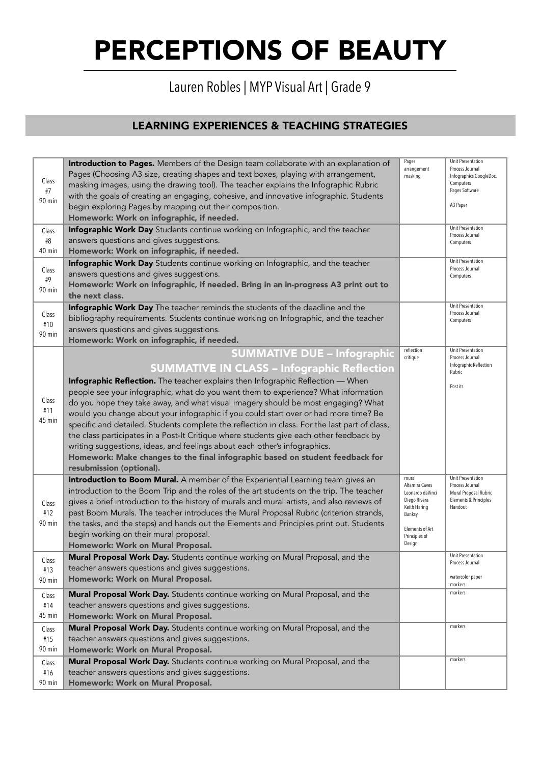# PERCEPTIONS OF BEAUTY

Lauren Robles | MYP Visual Art | Grade 9

## LEARNING EXPERIENCES & TEACHING STRATEGIES

| | | | |
|---|---|---|---|
| Class #7 90 min | **Introduction to Pages.** Members of the Design team collaborate with an explanation of Pages (Choosing A3 size, creating shapes and text boxes, playing with arrangement, masking images, using the drawing tool). The teacher explains the Infographic Rubric with the goals of creating an engaging, cohesive, and innovative infographic. Students begin exploring Pages by mapping out their composition.<br>**Homework: Work on infographic, if needed.** | Pages<br>arrangement<br>masking | Unit Presentation<br>Process Journal<br>Infographics GoogleDoc.<br>Computers<br>Pages Software<br><br>A3 Paper |
| Class #8 40 min | **Infographic Work Day** Students continue working on Infographic, and the teacher answers questions and gives suggestions.<br>**Homework: Work on infographic, if needed.** | | Unit Presentation<br>Process Journal<br>Computers |
| Class #9 90 min | **Infographic Work Day** Students continue working on Infographic, and the teacher answers questions and gives suggestions.<br>**Homework: Work on infographic, if needed. Bring in an in-progress A3 print out to the next class.** | | Unit Presentation<br>Process Journal<br>Computers |
| Class #10 90 min | **Infographic Work Day** The teacher reminds the students of the deadline and the bibliography requirements. Students continue working on Infographic, and the teacher answers questions and gives suggestions.<br>**Homework: Work on infographic, if needed.** | | Unit Presentation<br>Process Journal<br>Computers |
| Class #11 45 min | **SUMMATIVE DUE – Infographic**<br>**SUMMATIVE IN CLASS – Infographic Reflection**<br>**Infographic Reflection.** The teacher explains then Infographic Reflection — When people see your infographic, what do you want them to experience? What information do you hope they take away, and what visual imagery should be most engaging? What would you change about your infographic if you could start over or had more time? Be specific and detailed. Students complete the reflection in class. For the last part of class, the class participates in a Post-It Critique where students give each other feedback by writing suggestions, ideas, and feelings about each other's infographics.<br>**Homework: Make changes to the final infographic based on student feedback for resubmission (optional).** | reflection<br>critique | Unit Presentation<br>Process Journal<br>Infographic Reflection Rubric<br><br>Post its |
| Class #12 90 min | **Introduction to Boom Mural.** A member of the Experiential Learning team gives an introduction to the Boom Trip and the roles of the art students on the trip. The teacher gives a brief introduction to the history of murals and mural artists, and also reviews of past Boom Murals. The teacher introduces the Mural Proposal Rubric (criterion strands, the tasks, and the steps) and hands out the Elements and Principles print out. Students begin working on their mural proposal.<br>**Homework: Work on Mural Proposal.** | mural<br>Altamira Caves<br>Leonardo daVinci<br>Diego Rivera<br>Keith Haring<br>Banksy<br><br>Elements of Art<br>Principles of Design | Unit Presentation<br>Process Journal<br>Mural Proposal Rubric<br>Elements & Principles Handout |
| Class #13 90 min | **Mural Proposal Work Day.** Students continue working on Mural Proposal, and the teacher answers questions and gives suggestions.<br>**Homework: Work on Mural Proposal.** | | Unit Presentation<br>Process Journal<br><br>watercolor paper<br>markers |
| Class #14 45 min | **Mural Proposal Work Day.** Students continue working on Mural Proposal, and the teacher answers questions and gives suggestions.<br>**Homework: Work on Mural Proposal.** | | markers |
| Class #15 90 min | **Mural Proposal Work Day.** Students continue working on Mural Proposal, and the teacher answers questions and gives suggestions.<br>**Homework: Work on Mural Proposal.** | | markers |
| Class #16 90 min | **Mural Proposal Work Day.** Students continue working on Mural Proposal, and the teacher answers questions and gives suggestions.<br>**Homework: Work on Mural Proposal.** | | markers |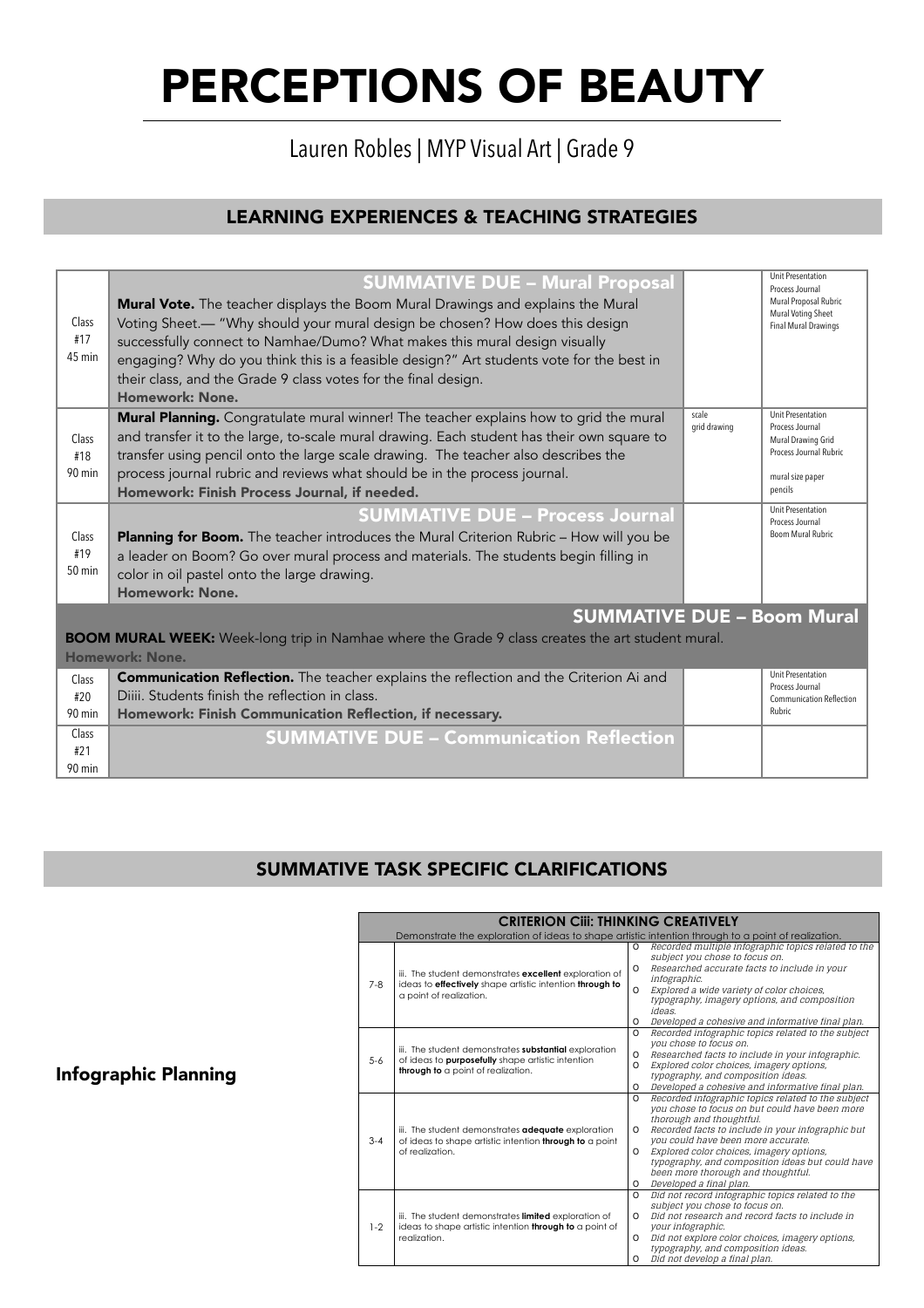# PERCEPTIONS OF BEAUTY

Lauren Robles | MYP Visual Art | Grade 9

## LEARNING EXPERIENCES & TEACHING STRATEGIES

| | | | |
|---|---|---|---|
| Class #17 45 min | **SUMMATIVE DUE – Mural Proposal** **Mural Vote.** The teacher displays the Boom Mural Drawings and explains the Mural Voting Sheet.— "Why should your mural design be chosen? How does this design successfully connect to Namhae/Dumo? What makes this mural design visually engaging? Why do you think this is a feasible design?" Art students vote for the best in their class, and the Grade 9 class votes for the final design. **Homework: None.** | | Unit Presentation Process Journal Mural Proposal Rubric Mural Voting Sheet Final Mural Drawings |
| Class #18 90 min | **Mural Planning.** Congratulate mural winner! The teacher explains how to grid the mural and transfer it to the large, to-scale mural drawing. Each student has their own square to transfer using pencil onto the large scale drawing. The teacher also describes the process journal rubric and reviews what should be in the process journal. **Homework: Finish Process Journal, if needed.** | scale grid drawing | Unit Presentation Process Journal Mural Drawing Grid Process Journal Rubric mural size paper pencils |
| Class #19 50 min | **SUMMATIVE DUE – Process Journal** **Planning for Boom.** The teacher introduces the Mural Criterion Rubric – How will you be a leader on Boom? Go over mural process and materials. The students begin filling in color in oil pastel onto the large drawing. **Homework: None.** | | Unit Presentation Process Journal Boom Mural Rubric |
| | **SUMMATIVE DUE – Boom Mural** **BOOM MURAL WEEK:** Week-long trip in Namhae where the Grade 9 class creates the art student mural. **Homework: None.** | | |
| Class #20 90 min | **Communication Reflection.** The teacher explains the reflection and the Criterion Ai and Diiii. Students finish the reflection in class. **Homework: Finish Communication Reflection, if necessary.** | | Unit Presentation Process Journal Communication Reflection Rubric |
| Class #21 90 min | **SUMMATIVE DUE – Communication Reflection** | | |

## SUMMATIVE TASK SPECIFIC CLARIFICATIONS

### Infographic Planning

| CRITERION Ciii: THINKING CREATIVELY | | |
|---|---|---|
| Demonstrate the exploration of ideas to shape artistic intention through to a point of realization. | | |
| 7-8 | iii. The student demonstrates **excellent** exploration of ideas to **effectively** shape artistic intention **through to** a point of realization. | o *Recorded multiple infographic topics related to the subject you chose to focus on.* o *Researched accurate facts to include in your infographic.* o *Explored a wide variety of color choices, typography, imagery options, and composition ideas.* o *Developed a cohesive and informative final plan.* |
| 5-6 | iii. The student demonstrates **substantial** exploration of ideas to **purposefully** shape artistic intention **through to** a point of realization. | o *Recorded infographic topics related to the subject you chose to focus on.* o *Researched facts to include in your infographic.* o *Explored color choices, imagery options, typography, and composition ideas.* o *Developed a cohesive and informative final plan.* |
| 3-4 | iii. The student demonstrates **adequate** exploration of ideas to shape artistic intention **through to** a point of realization. | o *Recorded infographic topics related to the subject you chose to focus on but could have been more thorough and thoughtful.* o *Recorded facts to include in your infographic but you could have been more accurate.* o *Explored color choices, imagery options, typography, and composition ideas but could have been more thorough and thoughtful.* o *Developed a final plan.* |
| 1-2 | iii. The student demonstrates **limited** exploration of ideas to shape artistic intention **through to** a point of realization. | o *Did not record infographic topics related to the subject you chose to focus on.* o *Did not research and record facts to include in your infographic.* o *Did not explore color choices, imagery options, typography, and composition ideas.* o *Did not develop a final plan.* |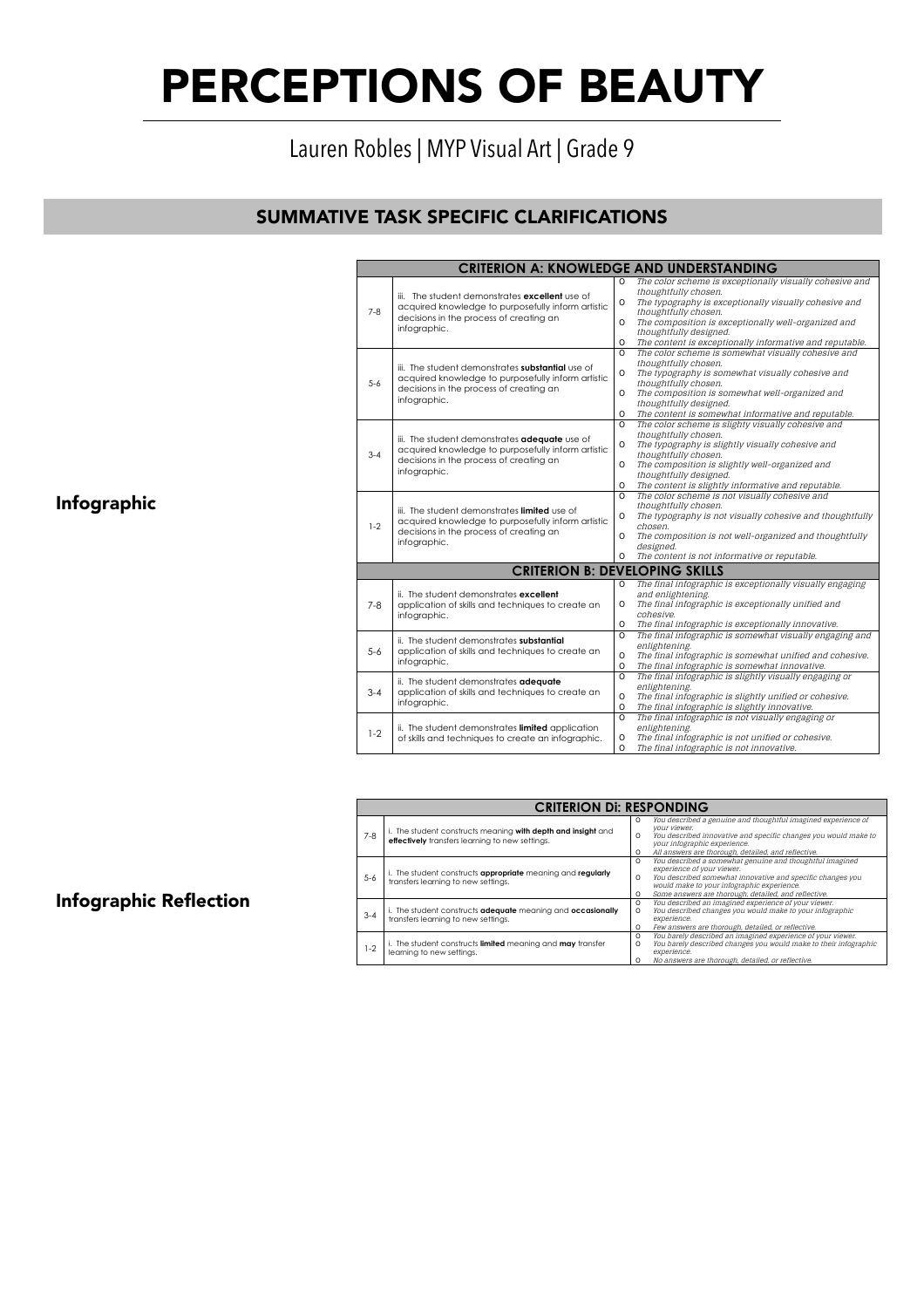# PERCEPTIONS OF BEAUTY

Lauren Robles | MYP Visual Art | Grade 9

## SUMMATIVE TASK SPECIFIC CLARIFICATIONS

### Infographic

| CRITERION A: KNOWLEDGE AND UNDERSTANDING | | |
|---|---|---|
| 7-8 | iii. The student demonstrates **excellent** use of acquired knowledge to purposefully inform artistic decisions in the process of creating an infographic. | o *The color scheme is exceptionally visually cohesive and thoughtfully chosen.*<br>o *The typography is exceptionally visually cohesive and thoughtfully chosen.*<br>o *The composition is exceptionally well-organized and thoughtfully designed.*<br>o *The content is exceptionally informative and reputable.* |
| 5-6 | iii. The student demonstrates **substantial** use of acquired knowledge to purposefully inform artistic decisions in the process of creating an infographic. | o *The color scheme is somewhat visually cohesive and thoughtfully chosen.*<br>o *The typography is somewhat visually cohesive and thoughtfully chosen.*<br>o *The composition is somewhat well-organized and thoughtfully designed.*<br>o *The content is somewhat informative and reputable.* |
| 3-4 | iii. The student demonstrates **adequate** use of acquired knowledge to purposefully inform artistic decisions in the process of creating an infographic. | o *The color scheme is slighty visually cohesive and thoughtfully chosen.*<br>o *The typography is slightly visually cohesive and thoughtfully chosen.*<br>o *The composition is slightly well-organized and thoughtfully designed.*<br>o *The content is slightly informative and reputable.* |
| 1-2 | iii. The student demonstrates **limited** use of acquired knowledge to purposefully inform artistic decisions in the process of creating an infographic. | o *The color scheme is not visually cohesive and thoughtfully chosen.*<br>o *The typography is not visually cohesive and thoughtfully chosen.*<br>o *The composition is not well-organized and thoughtfully designed.*<br>o *The content is not informative or reputable.* |
| **CRITERION B: DEVELOPING SKILLS** | | |
| 7-8 | ii. The student demonstrates **excellent** application of skills and techniques to create an infographic. | o *The final infographic is exceptionally visually engaging and enlightening.*<br>o *The final infographic is exceptionally unified and cohesive.*<br>o *The final infographic is exceptionally innovative.* |
| 5-6 | ii. The student demonstrates **substantial** application of skills and techniques to create an infographic. | o *The final infographic is somewhat visually engaging and enlightening.*<br>o *The final infographic is somewhat unified and cohesive.*<br>o *The final infographic is somewhat innovative.* |
| 3-4 | ii. The student demonstrates **adequate** application of skills and techniques to create an infographic. | o *The final infographic is slightly visually engaging or enlightening.*<br>o *The final infographic is slightly unified or cohesive.*<br>o *The final infographic is slightly innovative.* |
| 1-2 | ii. The student demonstrates **limited** application of skills and techniques to create an infographic. | o *The final infographic is not visually engaging or enlightening.*<br>o *The final infographic is not unified or cohesive.*<br>o *The final infographic is not innovative.* |

### Infographic Reflection

| CRITERION Di: RESPONDING | | |
|---|---|---|
| 7-8 | i. The student constructs meaning **with depth and insight** and **effectively** transfers learning to new settings. | o *You described a genuine and thoughtful imagined experience of your viewer.*<br>o *You described innovative and specific changes you would make to your infographic experience.*<br>o *All answers are thorough, detailed, and reflective.* |
| 5-6 | i. The student constructs **appropriate** meaning and **regularly** transfers learning to new settings. | o *You described a somewhat genuine and thoughtful imagined experience of your viewer.*<br>o *You described somewhat innovative and specific changes you would make to your infographic experience.*<br>o *Some answers are thorough, detailed, and reflective.* |
| 3-4 | i. The student constructs **adequate** meaning and **occasionally** transfers learning to new settings. | o *You described an imagined experience of your viewer.*<br>o *You described changes you would make to your infographic experience.*<br>o *Few answers are thorough, detailed, or reflective.* |
| 1-2 | i. The student constructs **limited** meaning and **may** transfer learning to new settings. | o *You barely described an imagined experience of your viewer.*<br>o *You barely described changes you would make to their infographic experience.*<br>o *No answers are thorough, detailed, or reflective.* |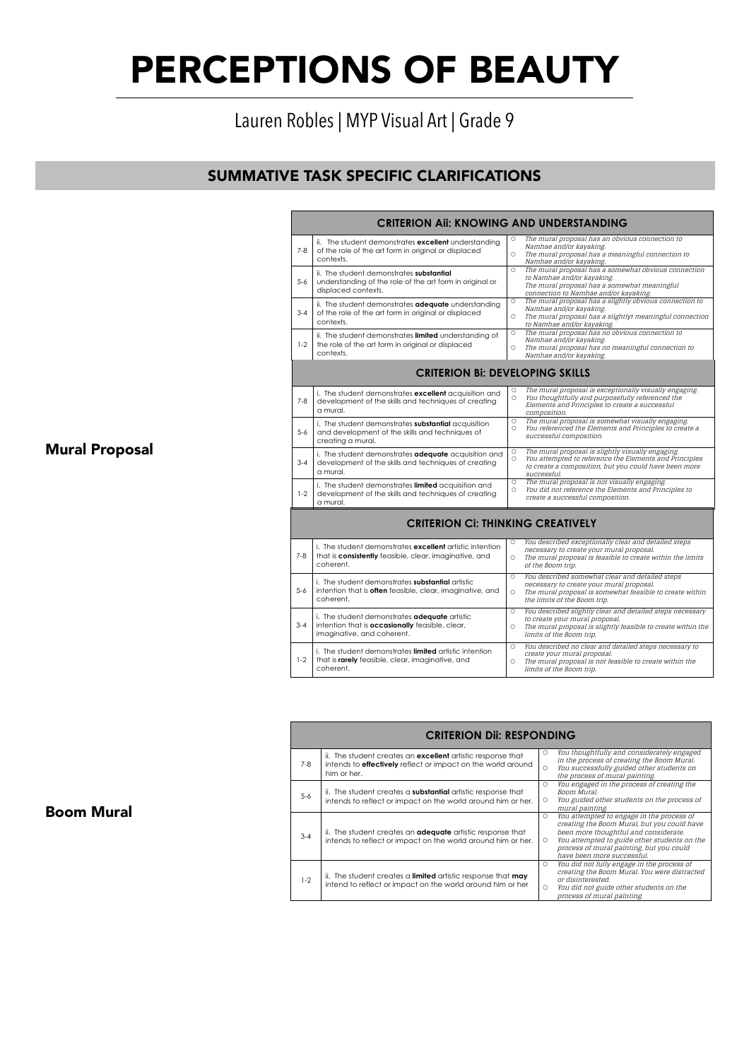# PERCEPTIONS OF BEAUTY

Lauren Robles | MYP Visual Art | Grade 9

## SUMMATIVE TASK SPECIFIC CLARIFICATIONS

### Mural Proposal

| CRITERION Aii: KNOWING AND UNDERSTANDING | | |
|---|---|---|
| 7-8 | ii. The student demonstrates **excellent** understanding of the role of the art form in original or displaced contexts. | ○ *The mural proposal has an obvious connection to Namhae and/or kayaking.*<br>○ *The mural proposal has a meaningful connection to Namhae and/or kayaking.* |
| 5-6 | ii. The student demonstrates **substantial** understanding of the role of the art form in original or displaced contexts. | ○ *The mural proposal has a somewhat obvious connection to Namhae and/or kayaking.*<br>*The mural proposal has a somewhat meaningful connection to Namhae and/or kayaking.* |
| 3-4 | ii. The student demonstrates **adequate** understanding of the role of the art form in original or displaced contexts. | ○ *The mural proposal has a slightly obvious connection to Namhae and/or kayaking.*<br>○ *The mural proposal has a slightlyt meaningful connection to Namhae and/or kayaking.* |
| 1-2 | ii. The student demonstrates **limited** understanding of the role of the art form in original or displaced contexts. | ○ *The mural proposal has no obvious connection to Namhae and/or kayaking.*<br>○ *The mural proposal has no meaningful connection to Namhae and/or kayaking.* |

| CRITERION Bi: DEVELOPING SKILLS | | |
|---|---|---|
| 7-8 | i. The student demonstrates **excellent** acquisition and development of the skills and techniques of creating a mural. | ○ *The mural proposal is exceptionally visually engaging.*<br>○ *You thoughtfully and purposefully referenced the Elements and Principles to create a successful composition.* |
| 5-6 | i. The student demonstrates **substantial** acquisition and development of the skills and techniques of creating a mural. | ○ *The mural proposal is somewhat visually engaging.*<br>○ *You referenced the Elements and Principles to create a successful composition.* |
| 3-4 | i. The student demonstrates **adequate** acquisition and development of the skills and techniques of creating a mural. | ○ *The mural proposal is slightly visually engaging.*<br>○ *You attempted to reference the Elements and Principles to create a composition, but you could have been more successful.* |
| 1-2 | i. The student demonstrates **limited** acquisition and development of the skills and techniques of creating a mural. | ○ *The mural proposal is not visually engaging.*<br>○ *You did not reference the Elements and Principles to create a successful composition.* |

| CRITERION Ci: THINKING CREATIVELY | | |
|---|---|---|
| 7-8 | i. The student demonstrates **excellent** artistic intention that is **consistently** feasible, clear, imaginative, and coherent. | ○ *You described exceptionally clear and detailed steps necessary to create your mural proposal.*<br>○ *The mural proposal is feasible to create within the limits of the Boom trip.* |
| 5-6 | i. The student demonstrates **substantial** artistic intention that is **often** feasible, clear, imaginative, and coherent. | ○ *You described somewhat clear and detailed steps necessary to create your mural proposal.*<br>○ *The mural proposal is somewhat feasible to create within the limits of the Boom trip.* |
| 3-4 | i. The student demonstrates **adequate** artistic intention that is **occasionally** feasible, clear, imaginative, and coherent. | ○ *You described slightly clear and detailed steps necessary to create your mural proposal.*<br>○ *The mural proposal is slightly feasible to create within the limits of the Boom trip.* |
| 1-2 | i. The student demonstrates **limited** artistic intention that is **rarely** feasible, clear, imaginative, and coherent. | ○ *You described no clear and detailed steps necessary to create your mural proposal.*<br>○ *The mural proposal is not feasible to create within the limits of the Boom trip.* |

### Boom Mural

| CRITERION Dii: RESPONDING | | |
|---|---|---|
| 7-8 | ii. The student creates an **excellent** artistic response that intends to **effectively** reflect or impact on the world around him or her. | ○ *You thoughtfully and considerately engaged in the process of creating the Boom Mural.*<br>○ *You successfully guided other students on the process of mural painting.* |
| 5-6 | ii. The student creates a **substantial** artistic response that intends to reflect or impact on the world around him or her. | ○ *You engaged in the process of creating the Boom Mural.*<br>○ *You guided other students on the process of mural painting.* |
| 3-4 | ii. The student creates an **adequate** artistic response that intends to reflect or impact on the world around him or her. | ○ *You attempted to engage in the process of creating the Boom Mural, but you could have been more thoughtful and considerate.*<br>○ *You attempted to guide other students on the process of mural painting, but you could have been more successful.* |
| 1-2 | ii. The student creates a **limited** artistic response that **may** intend to reflect or impact on the world around him or her | ○ *You did not fully engage in the process of creating the Boom Mural. You were distracted or disinterested.*<br>○ *You did not guide other students on the process of mural painting.* |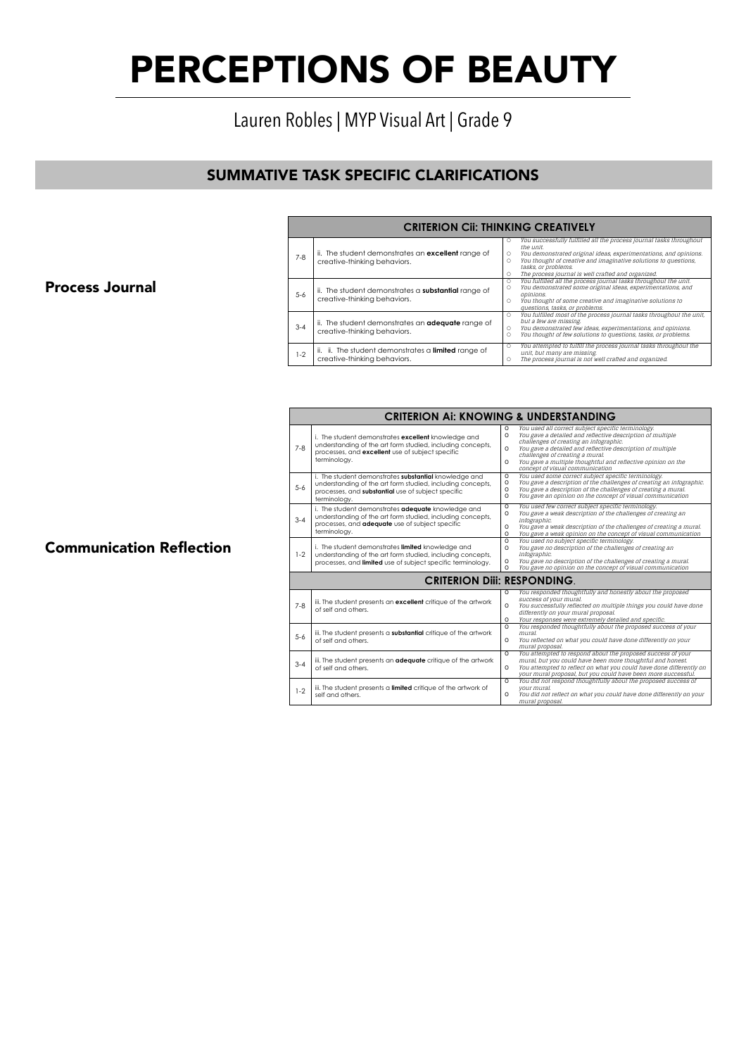# PERCEPTIONS OF BEAUTY

Lauren Robles | MYP Visual Art | Grade 9

## SUMMATIVE TASK SPECIFIC CLARIFICATIONS

### Process Journal

| CRITERION Cii: THINKING CREATIVELY | | |
|---|---|---|
| 7-8 | ii. The student demonstrates an **excellent** range of creative-thinking behaviors. | ○ *You successfully fulfilled all the process journal tasks throughout the unit.*<br>○ *You demonstrated original ideas, experimentations, and opinions.*<br>○ *You thought of creative and imaginative solutions to questions, tasks, or problems.*<br>○ *The process journal is well crafted and organized.* |
| 5-6 | ii. The student demonstrates a **substantial** range of creative-thinking behaviors. | ○ *You fulfilled all the process journal tasks throughout the unit.*<br>○ *You demonstrated some original ideas, experimentations, and opinions.*<br>○ *You thought of some creative and imaginative solutions to questions, tasks, or problems.* |
| 3-4 | ii. The student demonstrates an **adequate** range of creative-thinking behaviors. | ○ *You fulfilled most of the process journal tasks throughout the unit, but a few are missing.*<br>○ *You demonstrated few ideas, experimentations, and opinions.*<br>○ *You thought of few solutions to questions, tasks, or problems.* |
| 1-2 | ii. ii. The student demonstrates a **limited** range of creative-thinking behaviors. | ○ *You attempted to fulfill the process journal tasks throughout the unit, but many are missing.*<br>○ *The process journal is not well crafted and organized.* |

### Communication Reflection

| CRITERION Ai: KNOWING & UNDERSTANDING | | |
|---|---|---|
| 7-8 | i. The student demonstrates **excellent** knowledge and understanding of the art form studied, including concepts, processes, and **excellent** use of subject specific terminology. | o *You used all correct subject specific terminology.*<br>o *You gave a detailed and reflective description of multiple challenges of creating an infographic.*<br>o *You gave a detailed and reflective description of multiple challenges of creating a mural.*<br>o *You gave a multiple thoughtful and reflective opinion on the concept of visual communication* |
| 5-6 | i. The student demonstrates **substantial** knowledge and understanding of the art form studied, including concepts, processes, and **substantial** use of subject specific terminology. | o *You used some correct subject specific terminology.*<br>o *You gave a description of the challenges of creating an infographic.*<br>o *You gave a description of the challenges of creating a mural.*<br>o *You gave an opinion on the concept of visual communication* |
| 3-4 | i. The student demonstrates **adequate** knowledge and understanding of the art form studied, including concepts, processes, and **adequate** use of subject specific terminology. | o *You used few correct subject specific terminology.*<br>o *You gave a weak description of the challenges of creating an infographic.*<br>o *You gave a weak description of the challenges of creating a mural.*<br>o *You gave a weak opinion on the concept of visual communication* |
| 1-2 | i. The student demonstrates **limited** knowledge and understanding of the art form studied, including concepts, processes, and **limited** use of subject specific terminology. | o *You used no subject specific terminology.*<br>o *You gave no description of the challenges of creating an infographic.*<br>o *You gave no description of the challenges of creating a mural.*<br>o *You gave no opinion on the concept of visual communication* |
| **CRITERION Diii: RESPONDING.** | | |
| 7-8 | iii. The student presents an **excellent** critique of the artwork of self and others. | o *You responded thoughtfully and honestly about the proposed success of your mural.*<br>o *You successfully reflected on multiple things you could have done differently on your mural proposal.*<br>o *Your responses were extremely detailed and specific.* |
| 5-6 | iii. The student presents a **substantial** critique of the artwork of self and others. | o *You responded thoughtfully about the proposed success of your mural.*<br>o *You reflected on what you could have done differently on your mural proposal.* |
| 3-4 | iii. The student presents an **adequate** critique of the artwork of self and others. | o *You attempted to respond about the proposed success of your mural, but you could have been more thoughtful and honest.*<br>o *You attempted to reflect on what you could have done differently on your mural proposal, but you could have been more successful.* |
| 1-2 | iii. The student presents a **limited** critique of the artwork of self and others. | o *You did not respond thoughtfully about the proposed success of your mural.*<br>o *You did not reflect on what you could have done differently on your mural proposal.* |